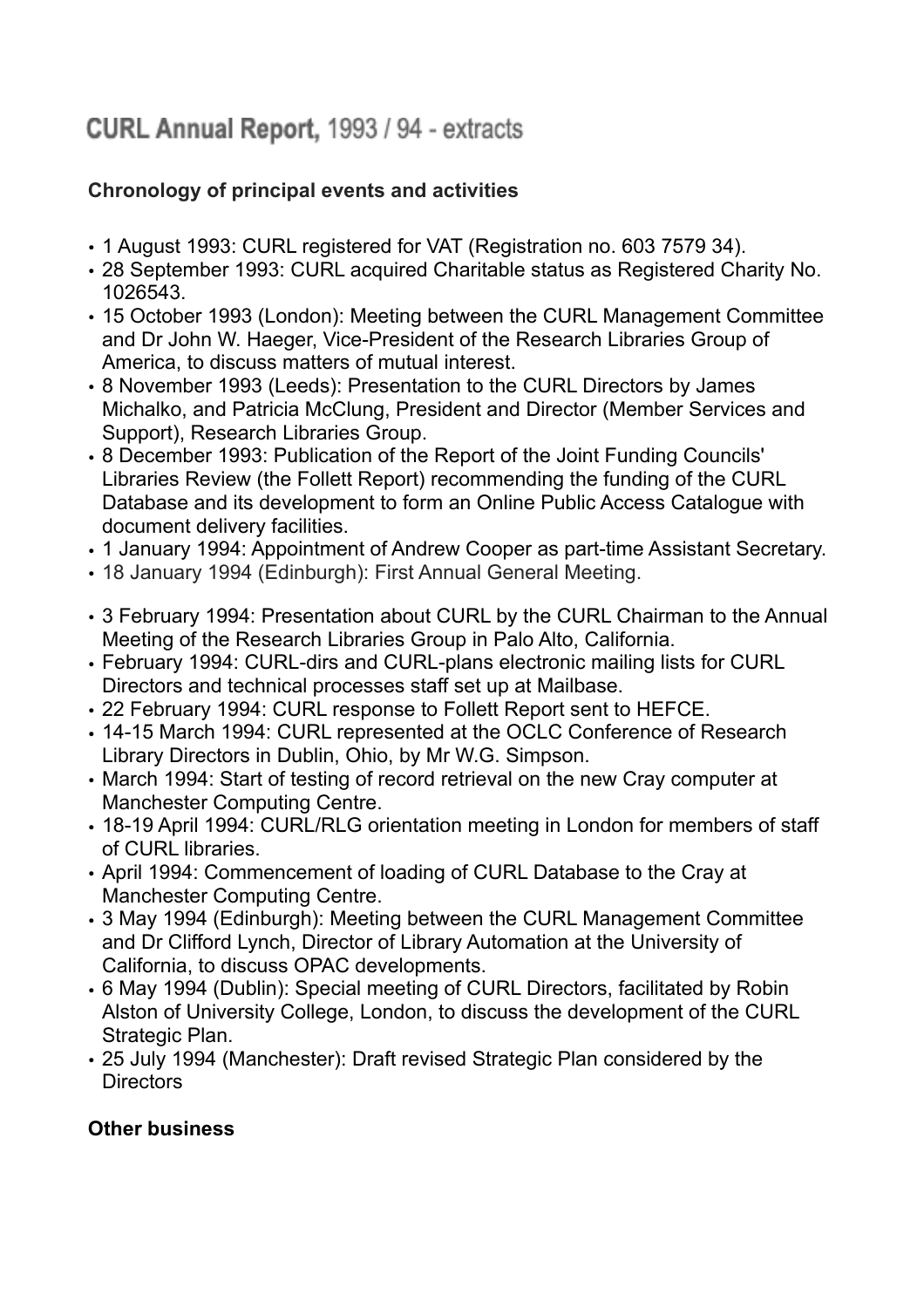# CURL Annual Report, 1993 / 94 - extracts

**Chronology of principal events and activities**

- 1 August 1993: CURL registered for VAT (Registration no. 603 7579 34).
- 28 September 1993: CURL acquired Charitable status as Registered Charity No. 1026543.
- 15 October 1993 (London): Meeting between the CURL Management Committee and Dr John W. Haeger, Vice-President of the Research Libraries Group of America, to discuss matters of mutual interest.
- 8 November 1993 (Leeds): Presentation to the CURL Directors by James Michalko, and Patricia McClung, President and Director (Member Services and Support), Research Libraries Group.
- 8 December 1993: Publication of the Report of the Joint Funding Councils' Libraries Review (the Follett Report) recommending the funding of the CURL Database and its development to form an Online Public Access Catalogue with document delivery facilities.
- 1 January 1994: Appointment of Andrew Cooper as part-time Assistant Secretary.
- 18 January 1994 (Edinburgh): First Annual General Meeting.
- 3 February 1994: Presentation about CURL by the CURL Chairman to the Annual Meeting of the Research Libraries Group in Palo Alto, California.
- February 1994: CURL-dirs and CURL-plans electronic mailing lists for CURL Directors and technical processes staff set up at Mailbase.
- 22 February 1994: CURL response to Follett Report sent to HEFCE.
- 14-15 March 1994: CURL represented at the OCLC Conference of Research Library Directors in Dublin, Ohio, by Mr W.G. Simpson.
- March 1994: Start of testing of record retrieval on the new Cray computer at Manchester Computing Centre.
- 18-19 April 1994: CURL/RLG orientation meeting in London for members of staff of CURL libraries.
- April 1994: Commencement of loading of CURL Database to the Cray at Manchester Computing Centre.
- 3 May 1994 (Edinburgh): Meeting between the CURL Management Committee and Dr Clifford Lynch, Director of Library Automation at the University of California, to discuss OPAC developments.
- 6 May 1994 (Dublin): Special meeting of CURL Directors, facilitated by Robin Alston of University College, London, to discuss the development of the CURL Strategic Plan.
- 25 July 1994 (Manchester): Draft revised Strategic Plan considered by the Directors

**Other business**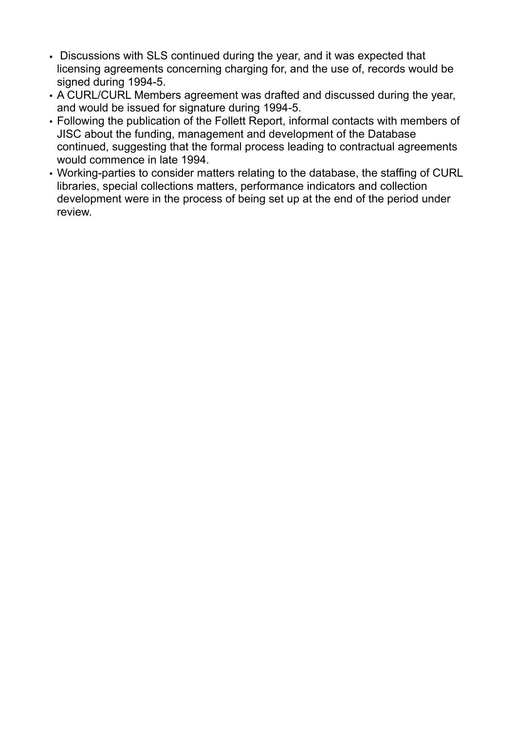- Discussions with SLS continued during the year, and it was expected that licensing agreements concerning charging for, and the use of, records would be signed during 1994-5.
- A CURL/CURL Members agreement was drafted and discussed during the year, and would be issued for signature during 1994-5.
- Following the publication of the Follett Report, informal contacts with members of JISC about the funding, management and development of the Database continued, suggesting that the formal process leading to contractual agreements would commence in late 1994.
- Working-parties to consider matters relating to the database, the staffing of CURL libraries, special collections matters, performance indicators and collection development were in the process of being set up at the end of the period under review.